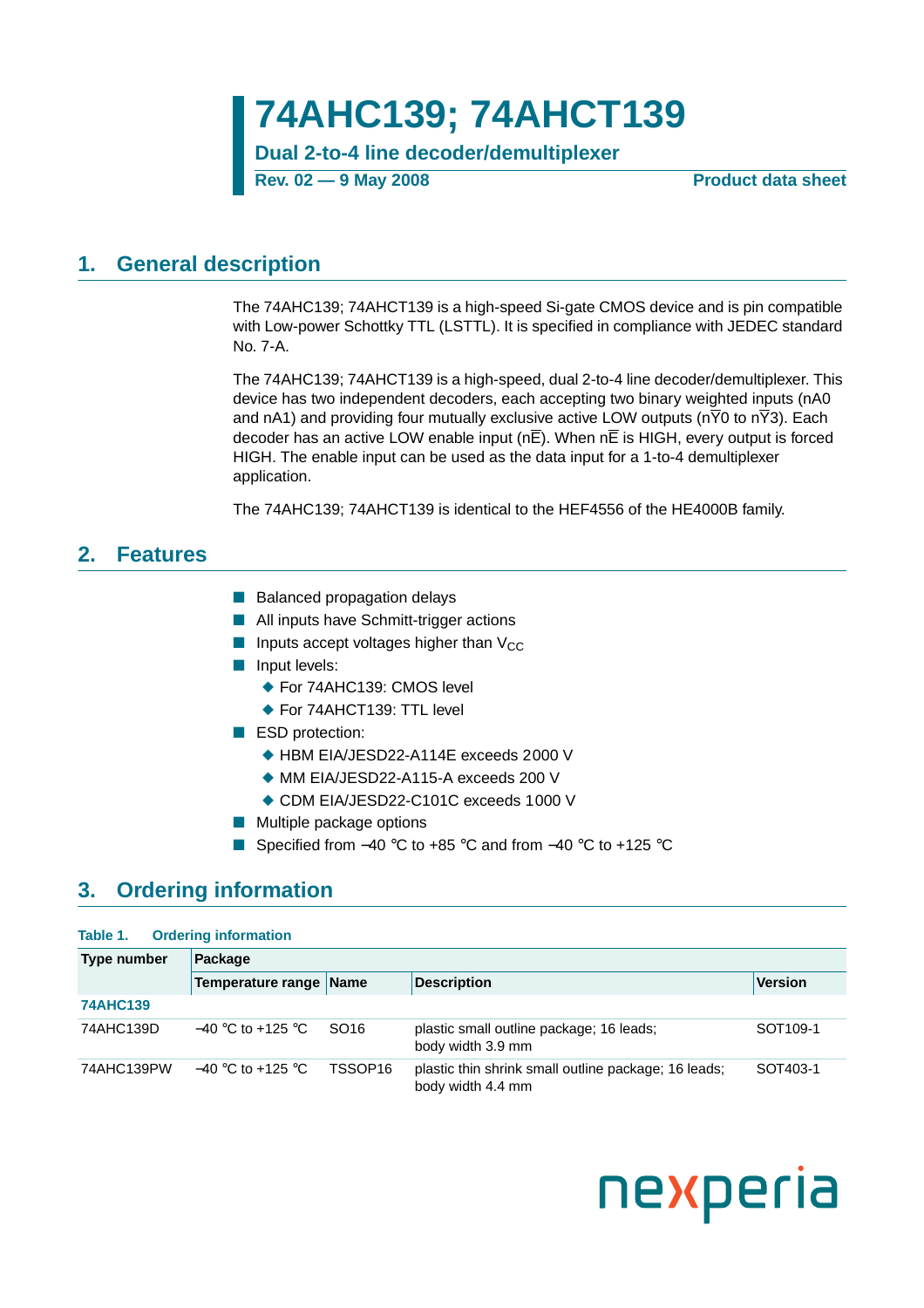# 74AHC139; 74AHCT139

**Dual 2-to-4 line decoder/demultiplexer**

**Rev. 02 — 9 May 2008** **Product data sheet**

## 1. General description

The 74AHC139; 74AHCT139 is a high-speed Si-gate CMOS device and is pin compatible with Low-power Schottky TTL (LSTTL). It is specified in compliance with JEDEC standard No. 7-A.

The 74AHC139; 74AHCT139 is a high-speed, dual 2-to-4 line decoder/demultiplexer. This device has two independent decoders, each accepting two binary weighted inputs (nA0 and nA1) and providing four mutually exclusive active LOW outputs ($n\overline{Y}0$ to $n\overline{Y}3$). Each decoder has an active LOW enable input ($n\overline{E}$). When $n\overline{E}$ is HIGH, every output is forced HIGH. The enable input can be used as the data input for a 1-to-4 demultiplexer application.

The 74AHC139; 74AHCT139 is identical to the HEF4556 of the HE4000B family.

## 2. Features

- Balanced propagation delays
- All inputs have Schmitt-trigger actions
- Inputs accept voltages higher than $V_{CC}$
- Input levels:
  - For 74AHC139: CMOS level
  - For 74AHCT139: TTL level
- ESD protection:
  - HBM EIA/JESD22-A114E exceeds 2000 V
  - MM EIA/JESD22-A115-A exceeds 200 V
  - CDM EIA/JESD22-C101C exceeds 1000 V
- Multiple package options
- Specified from −40 °C to +85 °C and from −40 °C to +125 °C

## 3. Ordering information

**Table 1. Ordering information**

| Type number | Package | | | |
|---|---|---|---|---|
| | Temperature range | Name | Description | Version |
| **74AHC139** | | | | |
| 74AHC139D | −40 °C to +125 °C | SO16 | plastic small outline package; 16 leads; body width 3.9 mm | SOT109-1 |
| 74AHC139PW | −40 °C to +125 °C | TSSOP16 | plastic thin shrink small outline package; 16 leads; body width 4.4 mm | SOT403-1 |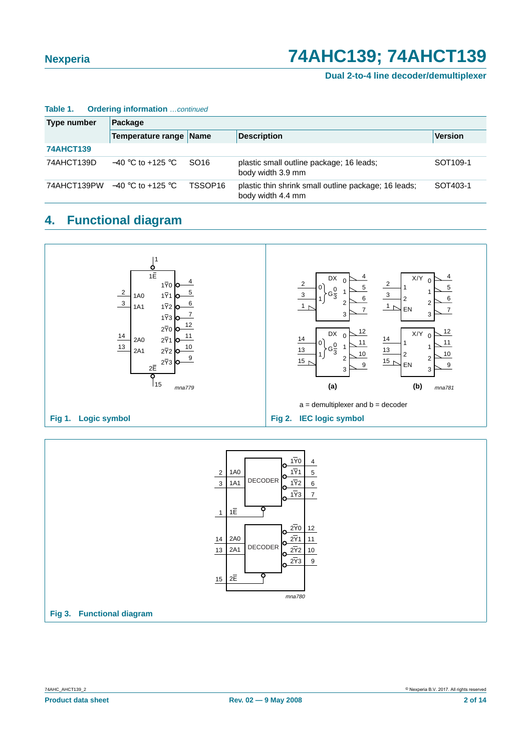**Table 1. Ordering information** *...continued*

| Type number | Package | | | |
|---|---|---|---|---|
| | Temperature range | Name | Description | Version |
| **74AHCT139** | | | | |
| 74AHCT139D | −40 °C to +125 °C | SO16 | plastic small outline package; 16 leads; body width 3.9 mm | SOT109-1 |
| 74AHCT139PW | −40 °C to +125 °C | TSSOP16 | plastic thin shrink small outline package; 16 leads; body width 4.4 mm | SOT403-1 |

## 4. Functional diagram

**Fig 1. Logic symbol**

a = demultiplexer and b = decoder

**Fig 2. IEC logic symbol**

**Fig 3. Functional diagram**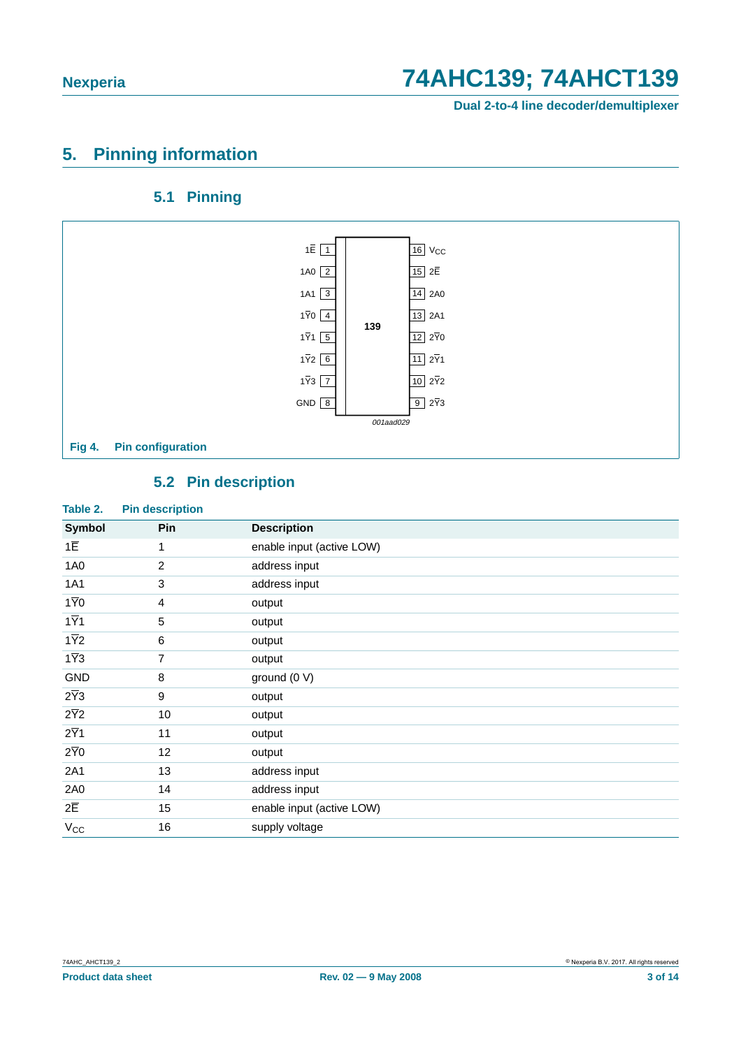## 5. Pinning information

### 5.1 Pinning

| | Pin | 139 | Pin | |
|---|---|---|---|---|
| 1$\overline{E}$ | 1 | | 16 | $V_{CC}$ |
| 1A0 | 2 | | 15 | 2$\overline{E}$ |
| 1A1 | 3 | | 14 | 2A0 |
| 1$\overline{Y}$0 | 4 | | 13 | 2A1 |
| 1$\overline{Y}$1 | 5 | | 12 | 2$\overline{Y}$0 |
| 1$\overline{Y}$2 | 6 | | 11 | 2$\overline{Y}$1 |
| 1$\overline{Y}$3 | 7 | | 10 | 2$\overline{Y}$2 |
| GND | 8 | | 9 | 2$\overline{Y}$3 |

*001aad029*

**Fig 4. Pin configuration**

### 5.2 Pin description

**Table 2. Pin description**

| Symbol | Pin | Description |
|---|---|---|
| 1$\overline{E}$ | 1 | enable input (active LOW) |
| 1A0 | 2 | address input |
| 1A1 | 3 | address input |
| 1$\overline{Y}$0 | 4 | output |
| 1$\overline{Y}$1 | 5 | output |
| 1$\overline{Y}$2 | 6 | output |
| 1$\overline{Y}$3 | 7 | output |
| GND | 8 | ground (0 V) |
| 2$\overline{Y}$3 | 9 | output |
| 2$\overline{Y}$2 | 10 | output |
| 2$\overline{Y}$1 | 11 | output |
| 2$\overline{Y}$0 | 12 | output |
| 2A1 | 13 | address input |
| 2A0 | 14 | address input |
| 2$\overline{E}$ | 15 | enable input (active LOW) |
| $V_{CC}$ | 16 | supply voltage |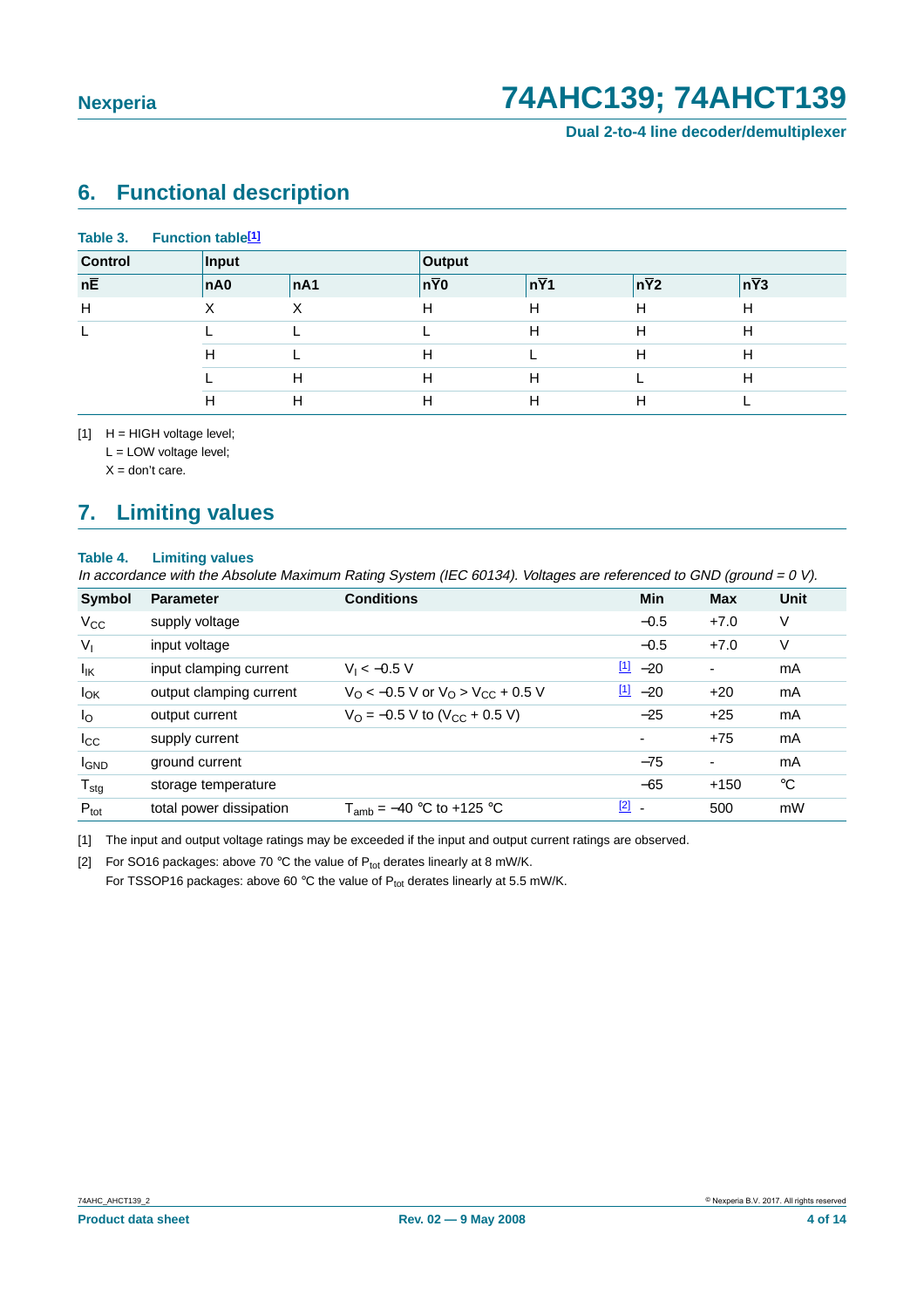## 6. Functional description

**Table 3. Function table[1]**

| Control | Input | | Output | | | |
|---|---|---|---|---|---|---|
| $n\overline{E}$ | nA0 | nA1 | $n\overline{Y}0$ | $n\overline{Y}1$ | $n\overline{Y}2$ | $n\overline{Y}3$ |
| H | X | X | H | H | H | H |
| L | L | L | L | H | H | H |
| | H | L | H | L | H | H |
| | L | H | H | H | L | H |
| | H | H | H | H | H | L |

[1] H = HIGH voltage level;
L = LOW voltage level;
X = don't care.

## 7. Limiting values

**Table 4. Limiting values**

*In accordance with the Absolute Maximum Rating System (IEC 60134). Voltages are referenced to GND (ground = 0 V).*

| Symbol | Parameter | Conditions | | Min | Max | Unit |
|---|---|---|---|---|---|---|
| $V_{CC}$ | supply voltage | | | −0.5 | +7.0 | V |
| $V_I$ | input voltage | | | −0.5 | +7.0 | V |
| $I_{IK}$ | input clamping current | $V_I < -0.5$ V | [1] | −20 | - | mA |
| $I_{OK}$ | output clamping current | $V_O < -0.5$ V or $V_O > V_{CC} + 0.5$ V | [1] | −20 | +20 | mA |
| $I_O$ | output current | $V_O = -0.5$ V to ($V_{CC} + 0.5$ V) | | −25 | +25 | mA |
| $I_{CC}$ | supply current | | | - | +75 | mA |
| $I_{GND}$ | ground current | | | −75 | - | mA |
| $T_{stg}$ | storage temperature | | | −65 | +150 | °C |
| $P_{tot}$ | total power dissipation | $T_{amb} = -40$ °C to +125 °C | [2] | - | 500 | mW |

[1] The input and output voltage ratings may be exceeded if the input and output current ratings are observed.

[2] For SO16 packages: above 70 °C the value of $P_{tot}$ derates linearly at 8 mW/K.
For TSSOP16 packages: above 60 °C the value of $P_{tot}$ derates linearly at 5.5 mW/K.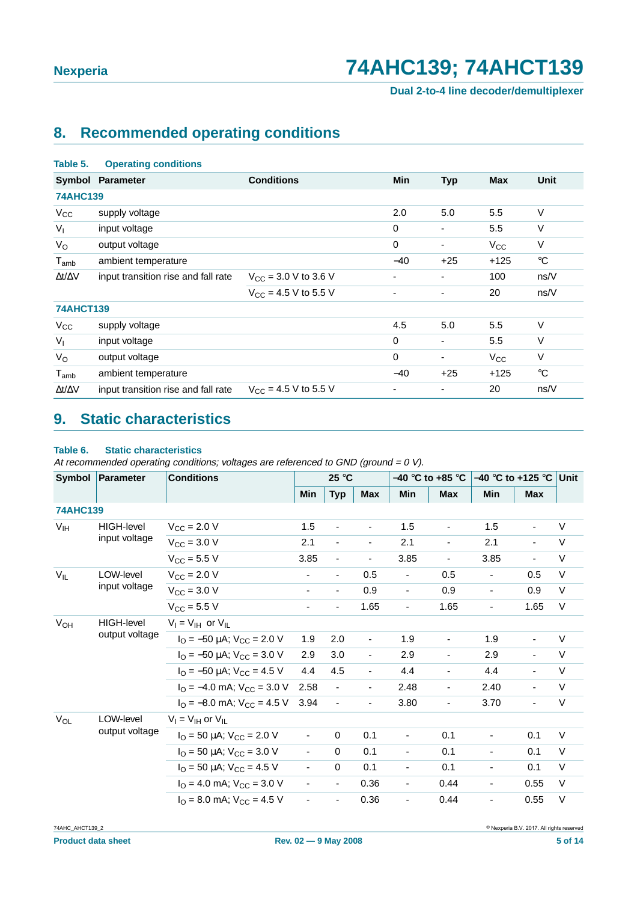## 8. Recommended operating conditions

**Table 5. Operating conditions**

| Symbol | Parameter | Conditions | Min | Typ | Max | Unit |
|---|---|---|---|---|---|---|
| **74AHC139** | | | | | | |
| $V_{CC}$ | supply voltage | | 2.0 | 5.0 | 5.5 | V |
| $V_I$ | input voltage | | 0 | - | 5.5 | V |
| $V_O$ | output voltage | | 0 | - | $V_{CC}$ | V |
| $T_{amb}$ | ambient temperature | | −40 | +25 | +125 | °C |
| $\Delta t/\Delta V$ | input transition rise and fall rate | $V_{CC}$ = 3.0 V to 3.6 V | - | - | 100 | ns/V |
| | | $V_{CC}$ = 4.5 V to 5.5 V | - | - | 20 | ns/V |
| **74AHCT139** | | | | | | |
| $V_{CC}$ | supply voltage | | 4.5 | 5.0 | 5.5 | V |
| $V_I$ | input voltage | | 0 | - | 5.5 | V |
| $V_O$ | output voltage | | 0 | - | $V_{CC}$ | V |
| $T_{amb}$ | ambient temperature | | −40 | +25 | +125 | °C |
| $\Delta t/\Delta V$ | input transition rise and fall rate | $V_{CC}$ = 4.5 V to 5.5 V | - | - | 20 | ns/V |

## 9. Static characteristics

**Table 6. Static characteristics**

*At recommended operating conditions; voltages are referenced to GND (ground = 0 V).*

| Symbol | Parameter | Conditions | 25 °C | | | −40 °C to +85 °C | | −40 °C to +125 °C | | Unit |
|---|---|---|---|---|---|---|---|---|---|---|
| | | | Min | Typ | Max | Min | Max | Min | Max | |
| **74AHC139** | | | | | | | | | | |
| $V_{IH}$ | HIGH-level input voltage | $V_{CC}$ = 2.0 V | 1.5 | - | - | 1.5 | - | 1.5 | - | V |
| | | $V_{CC}$ = 3.0 V | 2.1 | - | - | 2.1 | - | 2.1 | - | V |
| | | $V_{CC}$ = 5.5 V | 3.85 | - | - | 3.85 | - | 3.85 | - | V |
| $V_{IL}$ | LOW-level input voltage | $V_{CC}$ = 2.0 V | - | - | 0.5 | - | 0.5 | - | 0.5 | V |
| | | $V_{CC}$ = 3.0 V | - | - | 0.9 | - | 0.9 | - | 0.9 | V |
| | | $V_{CC}$ = 5.5 V | - | - | 1.65 | - | 1.65 | - | 1.65 | V |
| $V_{OH}$ | HIGH-level output voltage | $V_I = V_{IH}$ or $V_{IL}$ | | | | | | | | |
| | | $I_O$ = −50 µA; $V_{CC}$ = 2.0 V | 1.9 | 2.0 | - | 1.9 | - | 1.9 | - | V |
| | | $I_O$ = −50 µA; $V_{CC}$ = 3.0 V | 2.9 | 3.0 | - | 2.9 | - | 2.9 | - | V |
| | | $I_O$ = −50 µA; $V_{CC}$ = 4.5 V | 4.4 | 4.5 | - | 4.4 | - | 4.4 | - | V |
| | | $I_O$ = −4.0 mA; $V_{CC}$ = 3.0 V | 2.58 | - | - | 2.48 | - | 2.40 | - | V |
| | | $I_O$ = −8.0 mA; $V_{CC}$ = 4.5 V | 3.94 | - | - | 3.80 | - | 3.70 | - | V |
| $V_{OL}$ | LOW-level output voltage | $V_I = V_{IH}$ or $V_{IL}$ | | | | | | | | |
| | | $I_O$ = 50 µA; $V_{CC}$ = 2.0 V | - | 0 | 0.1 | - | 0.1 | - | 0.1 | V |
| | | $I_O$ = 50 µA; $V_{CC}$ = 3.0 V | - | 0 | 0.1 | - | 0.1 | - | 0.1 | V |
| | | $I_O$ = 50 µA; $V_{CC}$ = 4.5 V | - | 0 | 0.1 | - | 0.1 | - | 0.1 | V |
| | | $I_O$ = 4.0 mA; $V_{CC}$ = 3.0 V | - | - | 0.36 | - | 0.44 | - | 0.55 | V |
| | | $I_O$ = 8.0 mA; $V_{CC}$ = 4.5 V | - | - | 0.36 | - | 0.44 | - | 0.55 | V |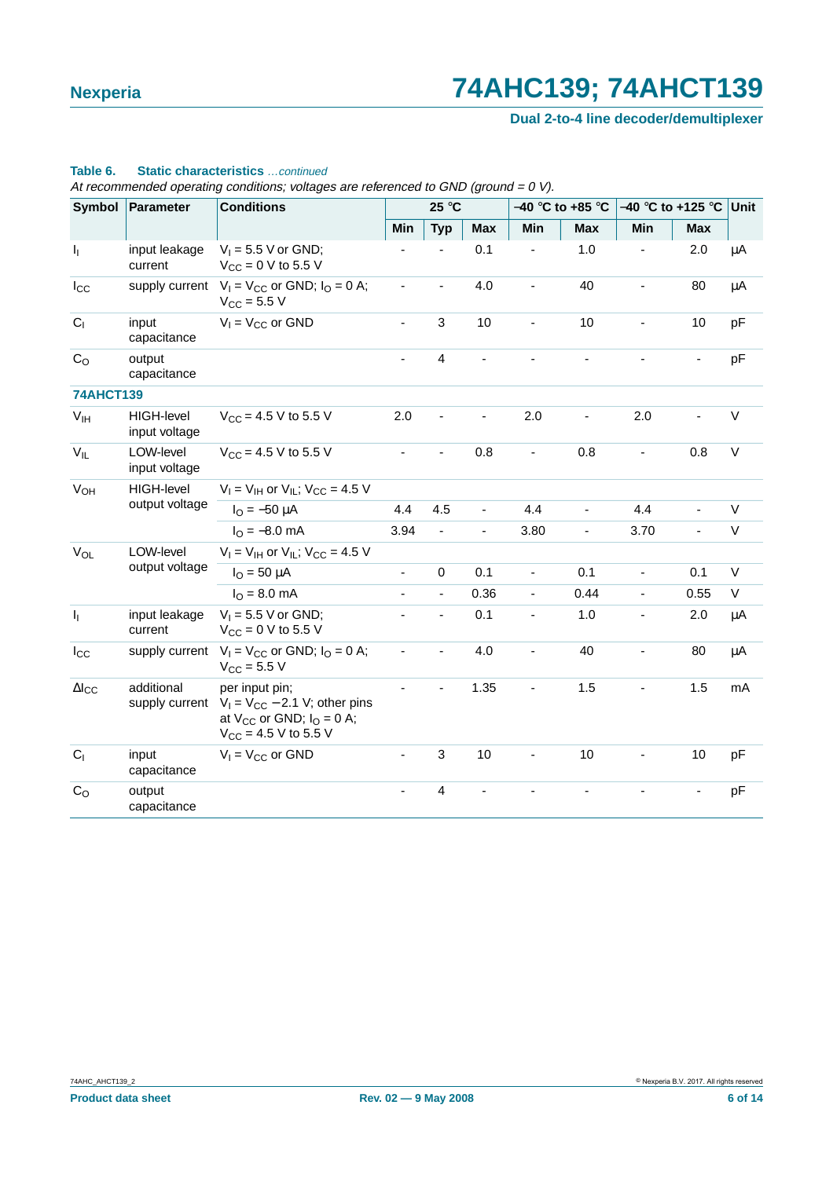**Table 6. Static characteristics** *...continued*

*At recommended operating conditions; voltages are referenced to GND (ground = 0 V).*

| Symbol | Parameter | Conditions | 25 °C | | | −40 °C to +85 °C | | −40 °C to +125 °C | | Unit |
|---|---|---|---|---|---|---|---|---|---|---|
| | | | Min | Typ | Max | Min | Max | Min | Max | |
| $I_I$ | input leakage current | $V_I$ = 5.5 V or GND; $V_{CC}$ = 0 V to 5.5 V | - | - | 0.1 | - | 1.0 | - | 2.0 | μA |
| $I_{CC}$ | supply current | $V_I = V_{CC}$ or GND; $I_O$ = 0 A; $V_{CC}$ = 5.5 V | - | - | 4.0 | - | 40 | - | 80 | μA |
| $C_I$ | input capacitance | $V_I = V_{CC}$ or GND | - | 3 | 10 | - | 10 | - | 10 | pF |
| $C_O$ | output capacitance | | - | 4 | - | - | - | - | - | pF |
| **74AHCT139** | | | | | | | | | | |
| $V_{IH}$ | HIGH-level input voltage | $V_{CC}$ = 4.5 V to 5.5 V | 2.0 | - | - | 2.0 | - | 2.0 | - | V |
| $V_{IL}$ | LOW-level input voltage | $V_{CC}$ = 4.5 V to 5.5 V | - | - | 0.8 | - | 0.8 | - | 0.8 | V |
| $V_{OH}$ | HIGH-level output voltage | $V_I = V_{IH}$ or $V_{IL}$; $V_{CC}$ = 4.5 V | | | | | | | | |
| | | $I_O$ = −50 μA | 4.4 | 4.5 | - | 4.4 | - | 4.4 | - | V |
| | | $I_O$ = −8.0 mA | 3.94 | - | - | 3.80 | - | 3.70 | - | V |
| $V_{OL}$ | LOW-level output voltage | $V_I = V_{IH}$ or $V_{IL}$; $V_{CC}$ = 4.5 V | | | | | | | | |
| | | $I_O$ = 50 μA | - | 0 | 0.1 | - | 0.1 | - | 0.1 | V |
| | | $I_O$ = 8.0 mA | - | - | 0.36 | - | 0.44 | - | 0.55 | V |
| $I_I$ | input leakage current | $V_I$ = 5.5 V or GND; $V_{CC}$ = 0 V to 5.5 V | - | - | 0.1 | - | 1.0 | - | 2.0 | μA |
| $I_{CC}$ | supply current | $V_I = V_{CC}$ or GND; $I_O$ = 0 A; $V_{CC}$ = 5.5 V | - | - | 4.0 | - | 40 | - | 80 | μA |
| $\Delta I_{CC}$ | additional supply current | per input pin; $V_I = V_{CC}$ − 2.1 V; other pins at $V_{CC}$ or GND; $I_O$ = 0 A; $V_{CC}$ = 4.5 V to 5.5 V | - | - | 1.35 | - | 1.5 | - | 1.5 | mA |
| $C_I$ | input capacitance | $V_I = V_{CC}$ or GND | - | 3 | 10 | - | 10 | - | 10 | pF |
| $C_O$ | output capacitance | | - | 4 | - | - | - | - | - | pF |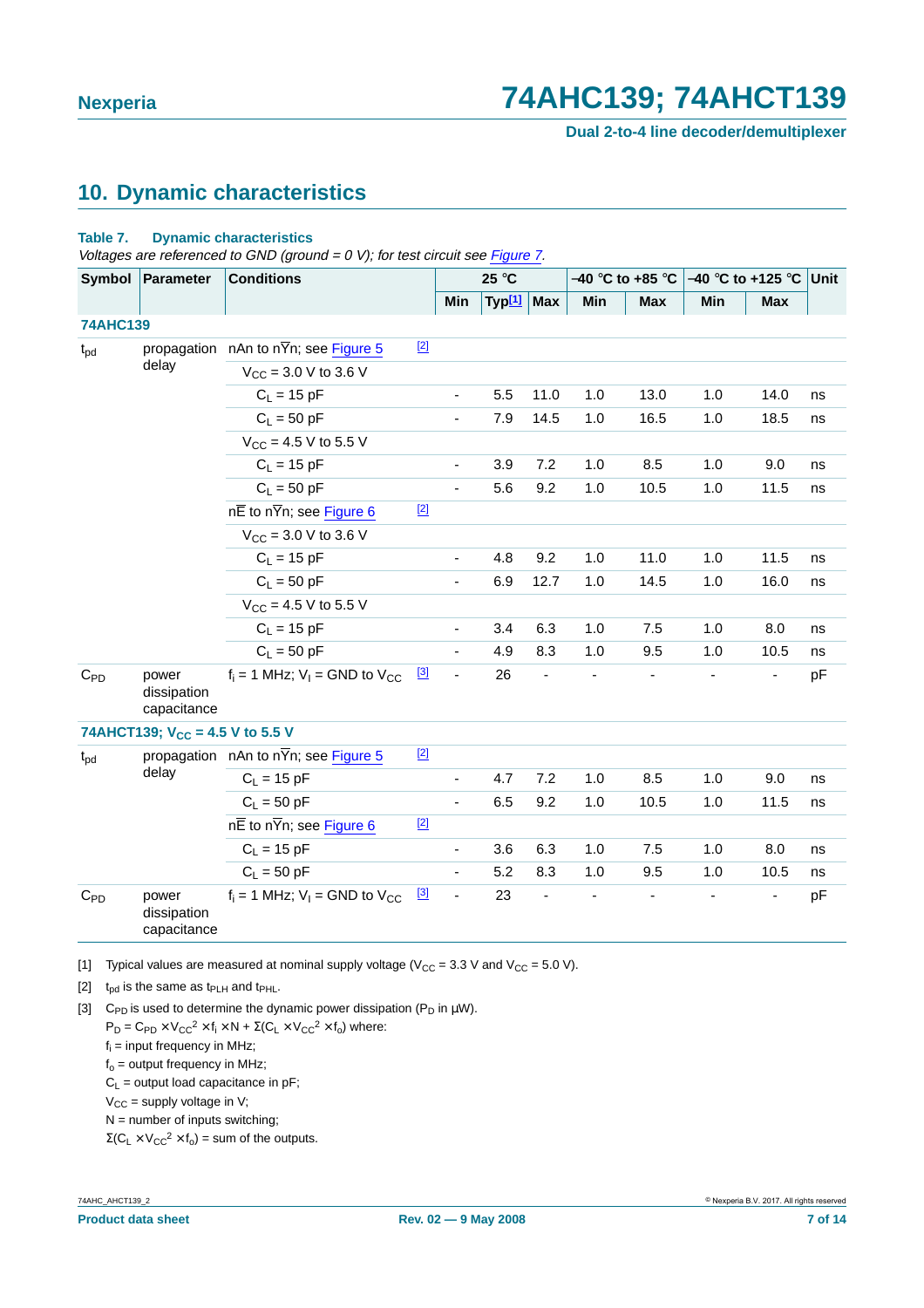## 10. Dynamic characteristics

**Table 7. Dynamic characteristics**

*Voltages are referenced to GND (ground = 0 V); for test circuit see Figure 7.*

| Symbol | Parameter | Conditions | | 25 °C | | | −40 °C to +85 °C | | −40 °C to +125 °C | | Unit |
|---|---|---|---|---|---|---|---|---|---|---|---|
| | | | | Min | Typ[1] | Max | Min | Max | Min | Max | |
| **74AHC139** | | | | | | | | | | | |
| $t_{pd}$ | propagation delay | nAn to n$\overline{Y}$n; see Figure 5 | [2] | | | | | | | | |
| | | $V_{CC}$ = 3.0 V to 3.6 V | | | | | | | | | |
| | | $C_L$ = 15 pF | | - | 5.5 | 11.0 | 1.0 | 13.0 | 1.0 | 14.0 | ns |
| | | $C_L$ = 50 pF | | - | 7.9 | 14.5 | 1.0 | 16.5 | 1.0 | 18.5 | ns |
| | | $V_{CC}$ = 4.5 V to 5.5 V | | | | | | | | | |
| | | $C_L$ = 15 pF | | - | 3.9 | 7.2 | 1.0 | 8.5 | 1.0 | 9.0 | ns |
| | | $C_L$ = 50 pF | | - | 5.6 | 9.2 | 1.0 | 10.5 | 1.0 | 11.5 | ns |
| | | n$\overline{E}$ to n$\overline{Y}$n; see Figure 6 | [2] | | | | | | | | |
| | | $V_{CC}$ = 3.0 V to 3.6 V | | | | | | | | | |
| | | $C_L$ = 15 pF | | - | 4.8 | 9.2 | 1.0 | 11.0 | 1.0 | 11.5 | ns |
| | | $C_L$ = 50 pF | | - | 6.9 | 12.7 | 1.0 | 14.5 | 1.0 | 16.0 | ns |
| | | $V_{CC}$ = 4.5 V to 5.5 V | | | | | | | | | |
| | | $C_L$ = 15 pF | | - | 3.4 | 6.3 | 1.0 | 7.5 | 1.0 | 8.0 | ns |
| | | $C_L$ = 50 pF | | - | 4.9 | 8.3 | 1.0 | 9.5 | 1.0 | 10.5 | ns |
| $C_{PD}$ | power dissipation capacitance | $f_i$ = 1 MHz; $V_I$ = GND to $V_{CC}$ | [3] | - | 26 | - | - | - | - | - | pF |
| **74AHCT139; $V_{CC}$ = 4.5 V to 5.5 V** | | | | | | | | | | | |
| $t_{pd}$ | propagation delay | nAn to n$\overline{Y}$n; see Figure 5 | [2] | | | | | | | | |
| | | $C_L$ = 15 pF | | - | 4.7 | 7.2 | 1.0 | 8.5 | 1.0 | 9.0 | ns |
| | | $C_L$ = 50 pF | | - | 6.5 | 9.2 | 1.0 | 10.5 | 1.0 | 11.5 | ns |
| | | n$\overline{E}$ to n$\overline{Y}$n; see Figure 6 | [2] | | | | | | | | |
| | | $C_L$ = 15 pF | | - | 3.6 | 6.3 | 1.0 | 7.5 | 1.0 | 8.0 | ns |
| | | $C_L$ = 50 pF | | - | 5.2 | 8.3 | 1.0 | 9.5 | 1.0 | 10.5 | ns |
| $C_{PD}$ | power dissipation capacitance | $f_i$ = 1 MHz; $V_I$ = GND to $V_{CC}$ | [3] | - | 23 | - | - | - | - | - | pF |

[1] Typical values are measured at nominal supply voltage ($V_{CC}$ = 3.3 V and $V_{CC}$ = 5.0 V).

[2] $t_{pd}$ is the same as $t_{PLH}$ and $t_{PHL}$.

[3] $C_{PD}$ is used to determine the dynamic power dissipation ($P_D$ in μW).

$P_D = C_{PD} \times V_{CC}^2 \times f_i \times N + \Sigma(C_L \times V_{CC}^2 \times f_o)$ where:

$f_i$ = input frequency in MHz;

$f_o$ = output frequency in MHz;

$C_L$ = output load capacitance in pF;

$V_{CC}$ = supply voltage in V;

N = number of inputs switching;

$\Sigma(C_L \times V_{CC}^2 \times f_o)$ = sum of the outputs.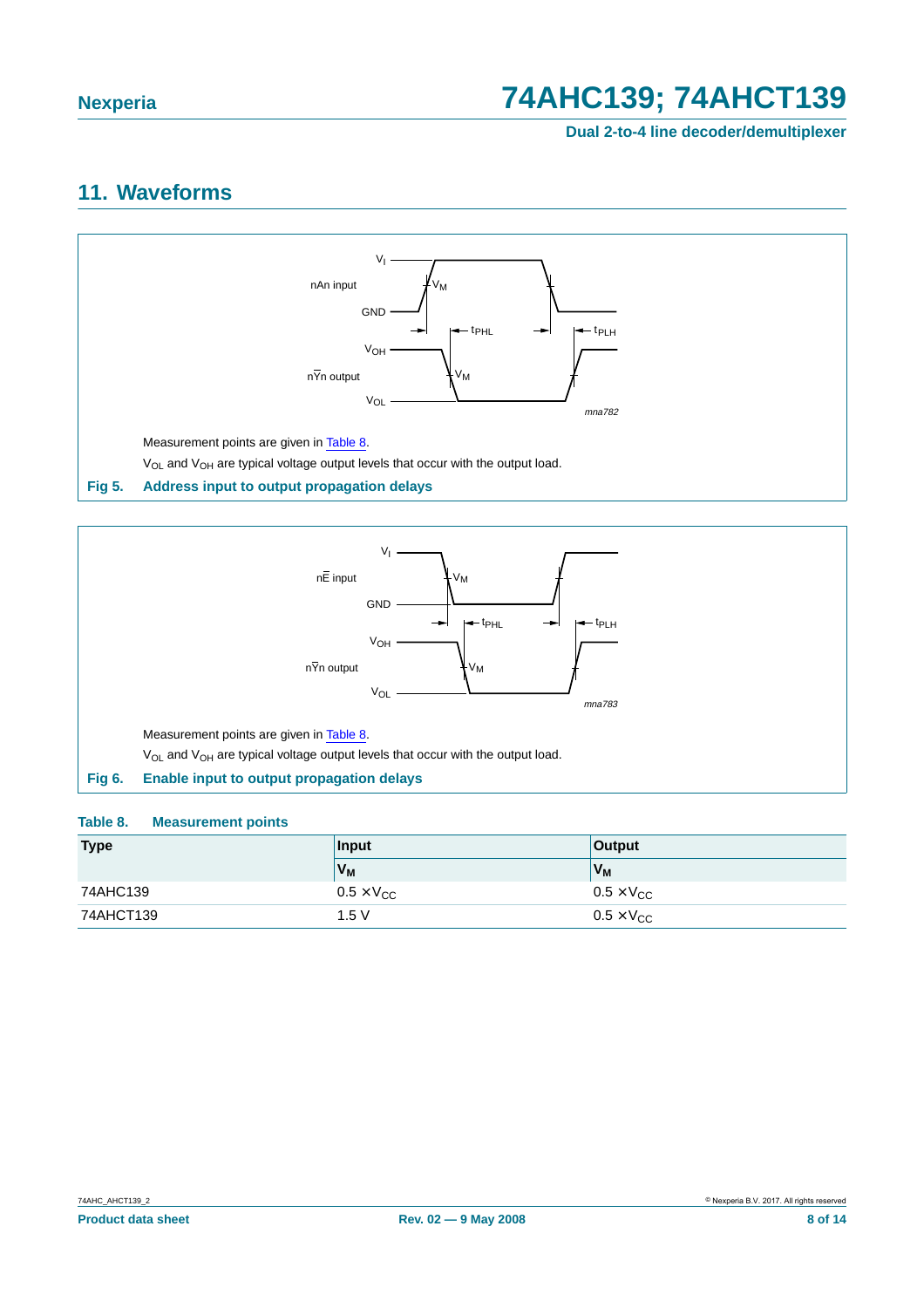## 11. Waveforms

Measurement points are given in Table 8.

$V_{OL}$ and $V_{OH}$ are typical voltage output levels that occur with the output load.

**Fig 5. Address input to output propagation delays**

Measurement points are given in Table 8.

$V_{OL}$ and $V_{OH}$ are typical voltage output levels that occur with the output load.

**Fig 6. Enable input to output propagation delays**

**Table 8. Measurement points**

| Type | Input | Output |
|---|---|---|
| | $V_M$ | $V_M$ |
| 74AHC139 | $0.5 \times V_{CC}$ | $0.5 \times V_{CC}$ |
| 74AHCT139 | 1.5 V | $0.5 \times V_{CC}$ |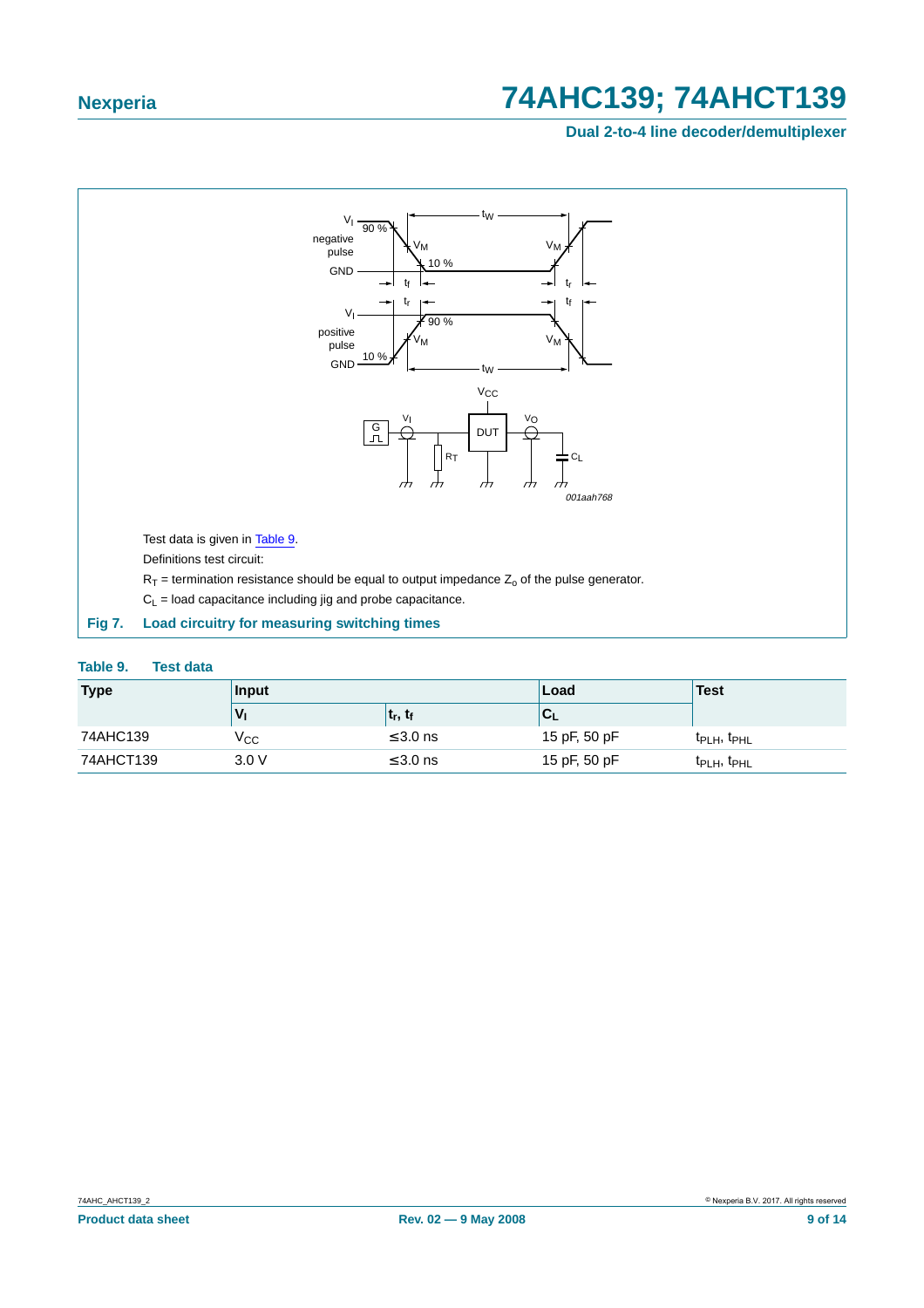Test data is given in Table 9.

Definitions test circuit:

$R_T$ = termination resistance should be equal to output impedance $Z_o$ of the pulse generator.

$C_L$ = load capacitance including jig and probe capacitance.

**Fig 7. Load circuitry for measuring switching times**

**Table 9. Test data**

| Type | Input | | Load | Test |
|---|---|---|---|---|
| | $V_I$ | $t_r$, $t_f$ | $C_L$ | |
| 74AHC139 | $V_{CC}$ | ≤3.0 ns | 15 pF, 50 pF | $t_{PLH}$, $t_{PHL}$ |
| 74AHCT139 | 3.0 V | ≤3.0 ns | 15 pF, 50 pF | $t_{PLH}$, $t_{PHL}$ |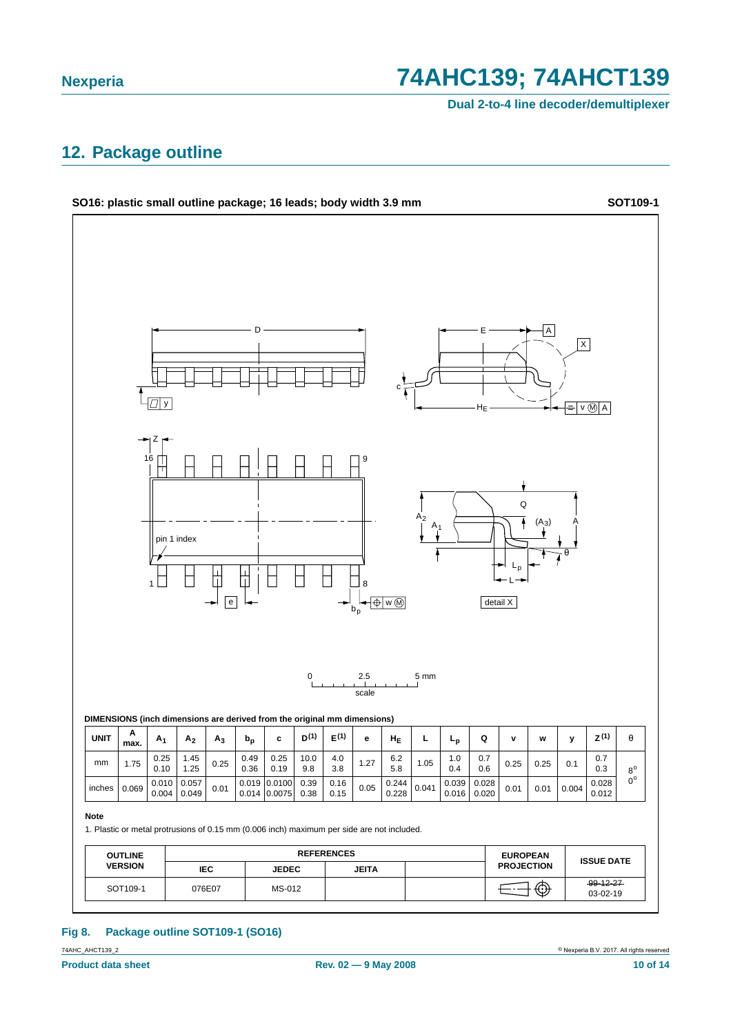## 12. Package outline

**SO16: plastic small outline package; 16 leads; body width 3.9 mm** **SOT109-1**

**DIMENSIONS (inch dimensions are derived from the original mm dimensions)**

| UNIT | A max. | $A_1$ | $A_2$ | $A_3$ | $b_p$ | c | $D^{(1)}$ | $E^{(1)}$ | e | $H_E$ | L | $L_p$ | Q | v | w | y | $Z^{(1)}$ | θ |
|---|---|---|---|---|---|---|---|---|---|---|---|---|---|---|---|---|---|---|
| mm | 1.75 | 0.25 0.10 | 1.45 1.25 | 0.25 | 0.49 0.36 | 0.25 0.19 | 10.0 9.8 | 4.0 3.8 | 1.27 | 6.2 5.8 | 1.05 | 1.0 0.4 | 0.7 0.6 | 0.25 | 0.25 | 0.1 | 0.7 0.3 | 8° 0° |
| inches | 0.069 | 0.010 0.004 | 0.057 0.049 | 0.01 | 0.019 0.014 | 0.0100 0.0075 | 0.39 0.38 | 0.16 0.15 | 0.05 | 0.244 0.228 | 0.041 | 0.039 0.016 | 0.028 0.020 | 0.01 | 0.01 | 0.004 | 0.028 0.012 | |

**Note**

1. Plastic or metal protrusions of 0.15 mm (0.006 inch) maximum per side are not included.

| OUTLINE VERSION | REFERENCES | | | | EUROPEAN PROJECTION | ISSUE DATE |
|---|---|---|---|---|---|---|
| | IEC | JEDEC | JEITA | | | |
| SOT109-1 | 076E07 | MS-012 | | | | ~~99-12-27~~ 03-02-19 |

**Fig 8. Package outline SOT109-1 (SO16)**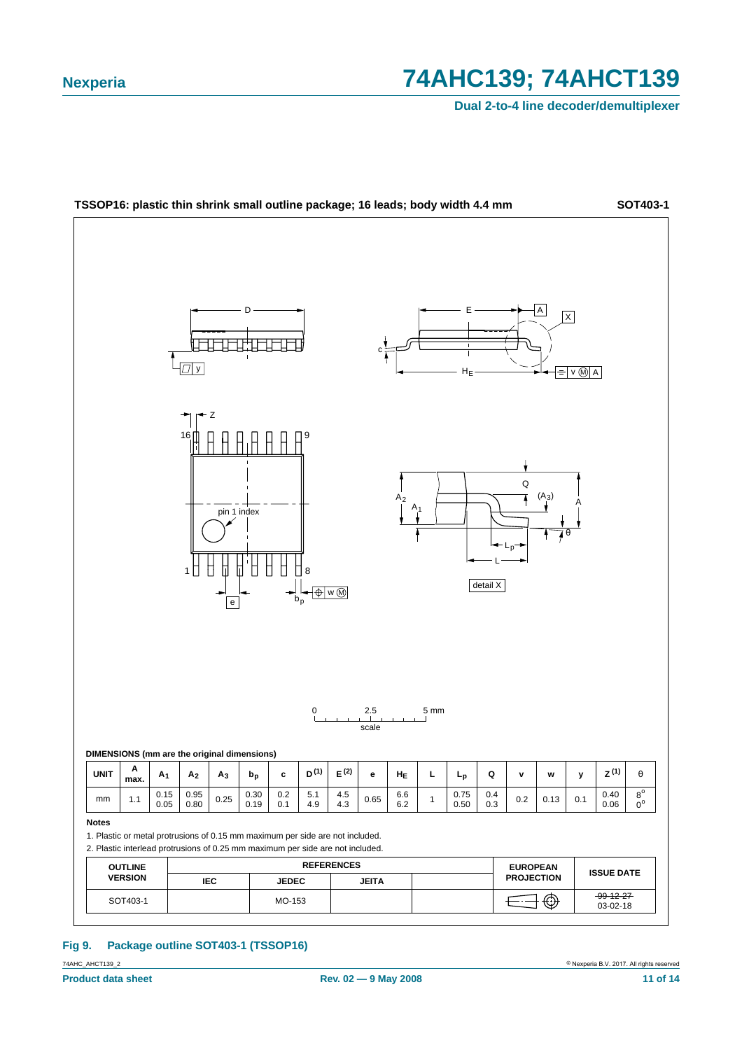**TSSOP16: plastic thin shrink small outline package; 16 leads; body width 4.4 mm** **SOT403-1**

**DIMENSIONS (mm are the original dimensions)**

| UNIT | A max. | $A_1$ | $A_2$ | $A_3$ | $b_p$ | c | $D^{(1)}$ | $E^{(2)}$ | e | $H_E$ | L | $L_p$ | Q | v | w | y | $Z^{(1)}$ | θ |
|---|---|---|---|---|---|---|---|---|---|---|---|---|---|---|---|---|---|---|
| mm | 1.1 | 0.15<br>0.05 | 0.95<br>0.80 | 0.25 | 0.30<br>0.19 | 0.2<br>0.1 | 5.1<br>4.9 | 4.5<br>4.3 | 0.65 | 6.6<br>6.2 | 1 | 0.75<br>0.50 | 0.4<br>0.3 | 0.2 | 0.13 | 0.1 | 0.40<br>0.06 | 8°<br>0° |

**Notes**

1. Plastic or metal protrusions of 0.15 mm maximum per side are not included.
2. Plastic interlead protrusions of 0.25 mm maximum per side are not included.

| OUTLINE VERSION | REFERENCES | | | | EUROPEAN PROJECTION | ISSUE DATE |
|---|---|---|---|---|---|---|
| | IEC | JEDEC | JEITA | | | |
| SOT403-1 | | MO-153 | | | | ~~99-12-27~~<br>03-02-18 |

**Fig 9. Package outline SOT403-1 (TSSOP16)**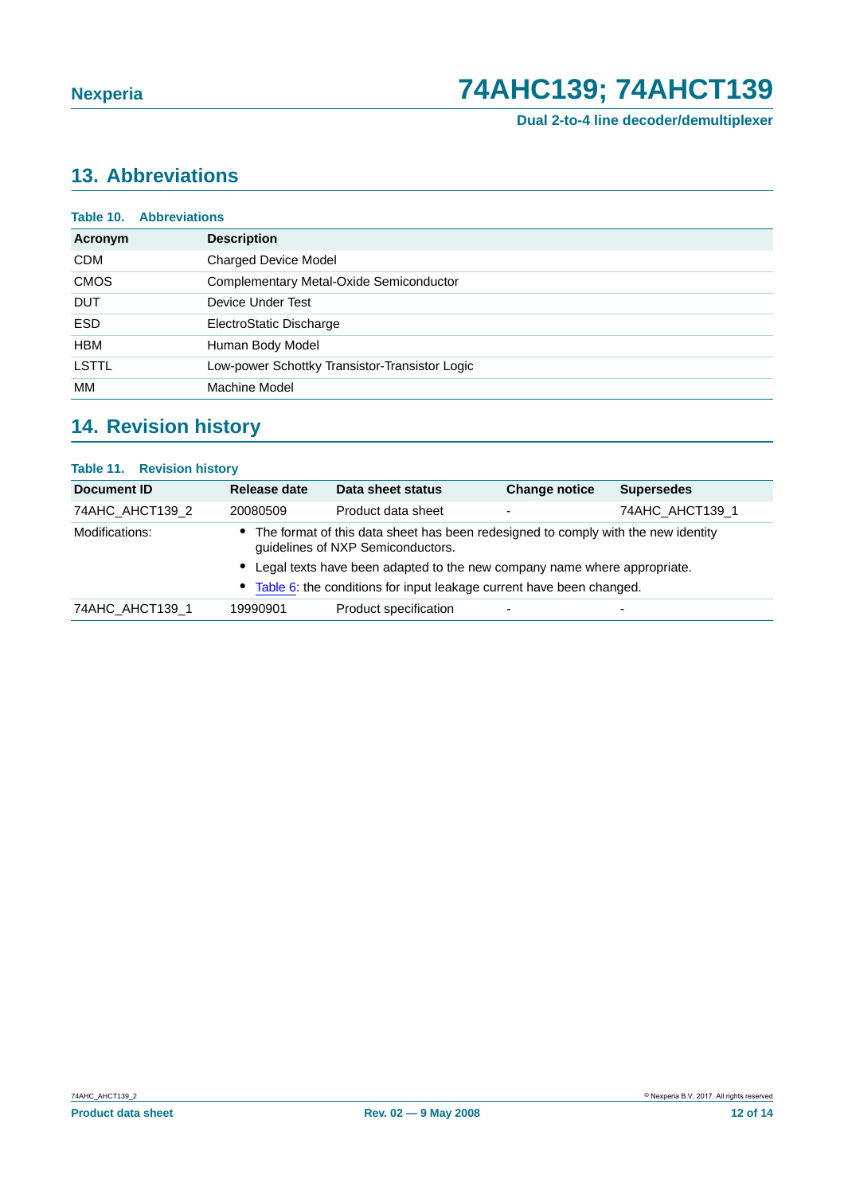## 13. Abbreviations

**Table 10. Abbreviations**

| Acronym | Description |
|---|---|
| CDM | Charged Device Model |
| CMOS | Complementary Metal-Oxide Semiconductor |
| DUT | Device Under Test |
| ESD | ElectroStatic Discharge |
| HBM | Human Body Model |
| LSTTL | Low-power Schottky Transistor-Transistor Logic |
| MM | Machine Model |

## 14. Revision history

**Table 11. Revision history**

| Document ID | Release date | Data sheet status | Change notice | Supersedes |
|---|---|---|---|---|
| 74AHC_AHCT139_2 | 20080509 | Product data sheet | - | 74AHC_AHCT139_1 |
| Modifications: | • The format of this data sheet has been redesigned to comply with the new identity guidelines of NXP Semiconductors. • Legal texts have been adapted to the new company name where appropriate. • Table 6: the conditions for input leakage current have been changed. | | | |
| 74AHC_AHCT139_1 | 19990901 | Product specification | - | - |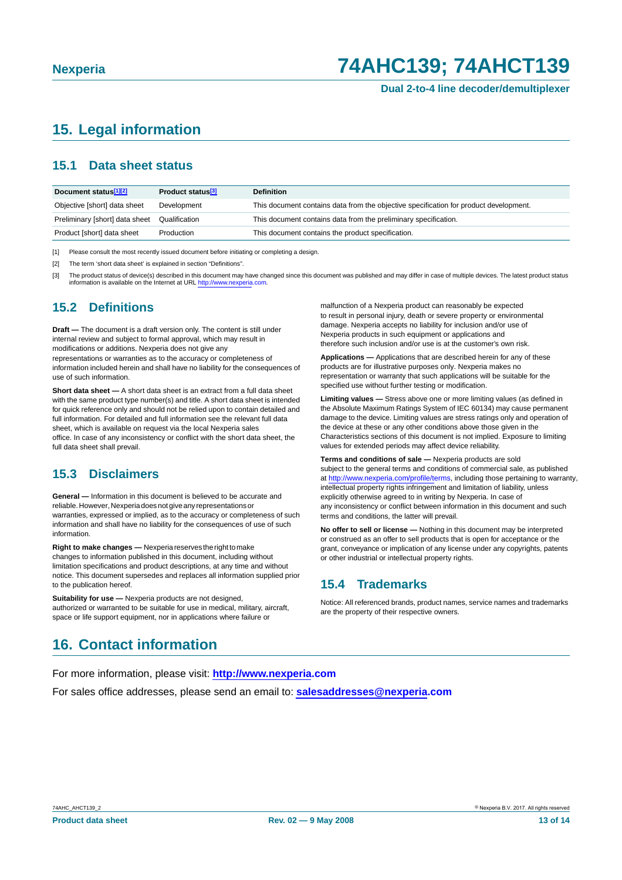## 15. Legal information

### 15.1 Data sheet status

| Document status[1][2] | Product status[3] | Definition |
|---|---|---|
| Objective [short] data sheet | Development | This document contains data from the objective specification for product development. |
| Preliminary [short] data sheet | Qualification | This document contains data from the preliminary specification. |
| Product [short] data sheet | Production | This document contains the product specification. |

[1] Please consult the most recently issued document before initiating or completing a design.

[2] The term 'short data sheet' is explained in section "Definitions".

[3] The product status of device(s) described in this document may have changed since this document was published and may differ in case of multiple devices. The latest product status information is available on the Internet at URL http://www.nexperia.com.

### 15.2 Definitions

**Draft —** The document is a draft version only. The content is still under internal review and subject to formal approval, which may result in modifications or additions. Nexperia does not give any representations or warranties as to the accuracy or completeness of information included herein and shall have no liability for the consequences of use of such information.

**Short data sheet —** A short data sheet is an extract from a full data sheet with the same product type number(s) and title. A short data sheet is intended for quick reference only and should not be relied upon to contain detailed and full information. For detailed and full information see the relevant full data sheet, which is available on request via the local Nexperia sales office. In case of any inconsistency or conflict with the short data sheet, the full data sheet shall prevail.

### 15.3 Disclaimers

**General —** Information in this document is believed to be accurate and reliable. However, Nexperia does not give any representations or warranties, expressed or implied, as to the accuracy or completeness of such information and shall have no liability for the consequences of use of such information.

**Right to make changes —** Nexperia reserves the right to make changes to information published in this document, including without limitation specifications and product descriptions, at any time and without notice. This document supersedes and replaces all information supplied prior to the publication hereof.

**Suitability for use —** Nexperia products are not designed, authorized or warranted to be suitable for use in medical, military, aircraft, space or life support equipment, nor in applications where failure or malfunction of a Nexperia product can reasonably be expected to result in personal injury, death or severe property or environmental damage. Nexperia accepts no liability for inclusion and/or use of Nexperia products in such equipment or applications and therefore such inclusion and/or use is at the customer's own risk.

**Applications —** Applications that are described herein for any of these products are for illustrative purposes only. Nexperia makes no representation or warranty that such applications will be suitable for the specified use without further testing or modification.

**Limiting values —** Stress above one or more limiting values (as defined in the Absolute Maximum Ratings System of IEC 60134) may cause permanent damage to the device. Limiting values are stress ratings only and operation of the device at these or any other conditions above those given in the Characteristics sections of this document is not implied. Exposure to limiting values for extended periods may affect device reliability.

**Terms and conditions of sale —** Nexperia products are sold subject to the general terms and conditions of commercial sale, as published at http://www.nexperia.com/profile/terms, including those pertaining to warranty, intellectual property rights infringement and limitation of liability, unless explicitly otherwise agreed to in writing by Nexperia. In case of any inconsistency or conflict between information in this document and such terms and conditions, the latter will prevail.

**No offer to sell or license —** Nothing in this document may be interpreted or construed as an offer to sell products that is open for acceptance or the grant, conveyance or implication of any license under any copyrights, patents or other industrial or intellectual property rights.

### 15.4 Trademarks

Notice: All referenced brands, product names, service names and trademarks are the property of their respective owners.

## 16. Contact information

For more information, please visit: **http://www.nexperia.com**

For sales office addresses, please send an email to: **salesaddresses@nexperia.com**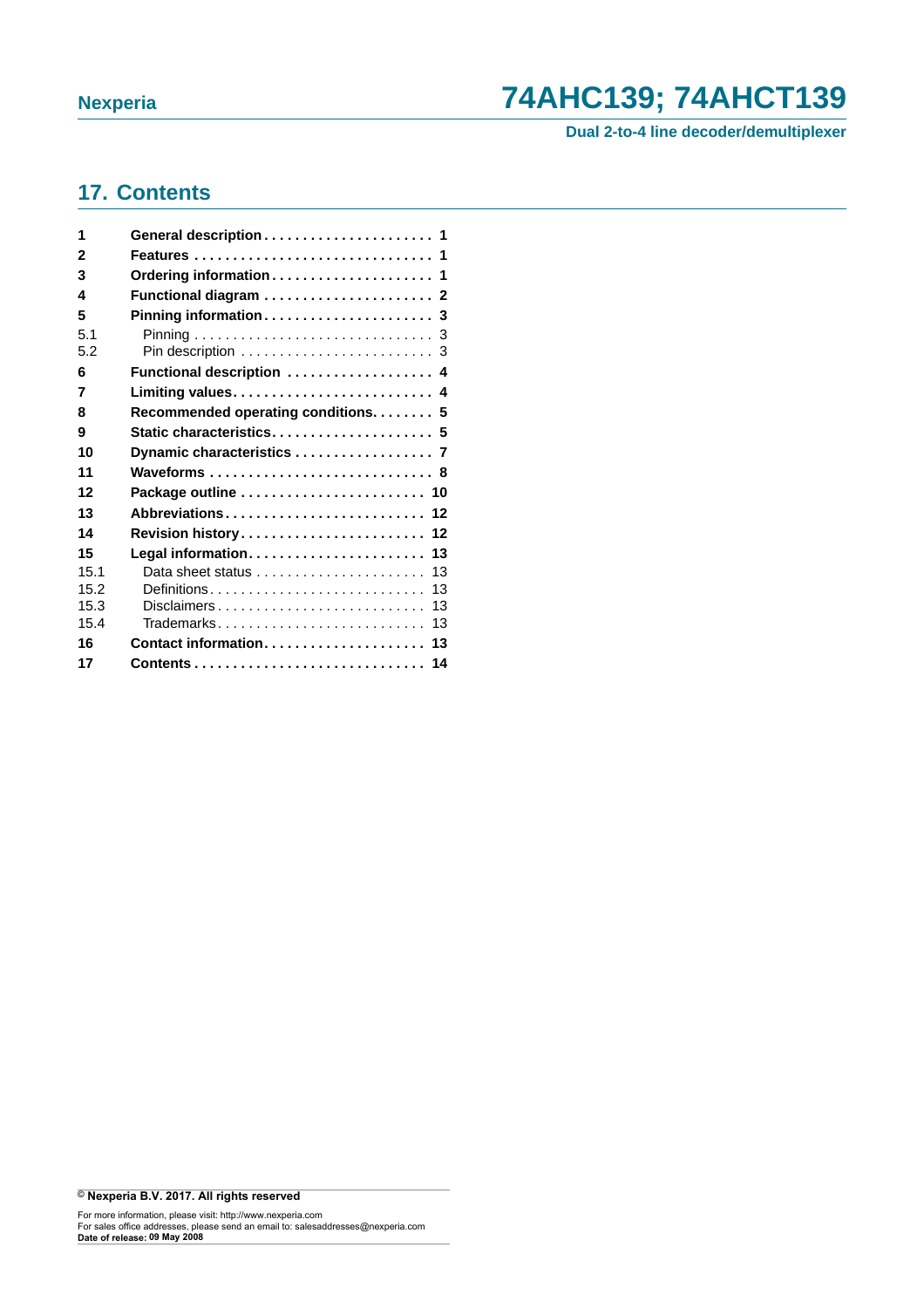## 17. Contents

| | | |
|---|---|---|
| **1** | **General description** | **1** |
| **2** | **Features** | **1** |
| **3** | **Ordering information** | **1** |
| **4** | **Functional diagram** | **2** |
| **5** | **Pinning information** | **3** |
| 5.1 | Pinning | 3 |
| 5.2 | Pin description | 3 |
| **6** | **Functional description** | **4** |
| **7** | **Limiting values** | **4** |
| **8** | **Recommended operating conditions** | **5** |
| **9** | **Static characteristics** | **5** |
| **10** | **Dynamic characteristics** | **7** |
| **11** | **Waveforms** | **8** |
| **12** | **Package outline** | **10** |
| **13** | **Abbreviations** | **12** |
| **14** | **Revision history** | **12** |
| **15** | **Legal information** | **13** |
| 15.1 | Data sheet status | 13 |
| 15.2 | Definitions | 13 |
| 15.3 | Disclaimers | 13 |
| 15.4 | Trademarks | 13 |
| **16** | **Contact information** | **13** |
| **17** | **Contents** | **14** |

**© Nexperia B.V. 2017. All rights reserved**

For more information, please visit: http://www.nexperia.com
For sales office addresses, please send an email to: salesaddresses@nexperia.com
**Date of release: 09 May 2008**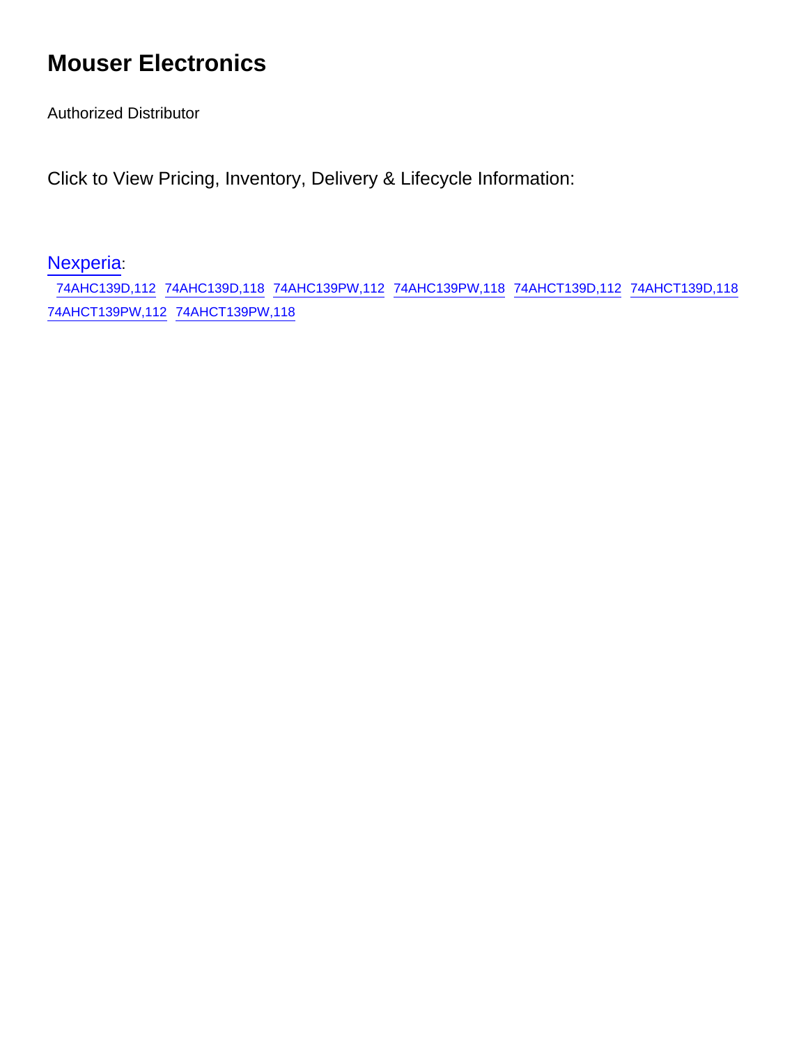# Mouser Electronics

Authorized Distributor

Click to View Pricing, Inventory, Delivery & Lifecycle Information:

Nexperia:

74AHC139D,112 74AHC139D,118 74AHC139PW,112 74AHC139PW,118 74AHCT139D,112 74AHCT139D,118 74AHCT139PW,112 74AHCT139PW,118